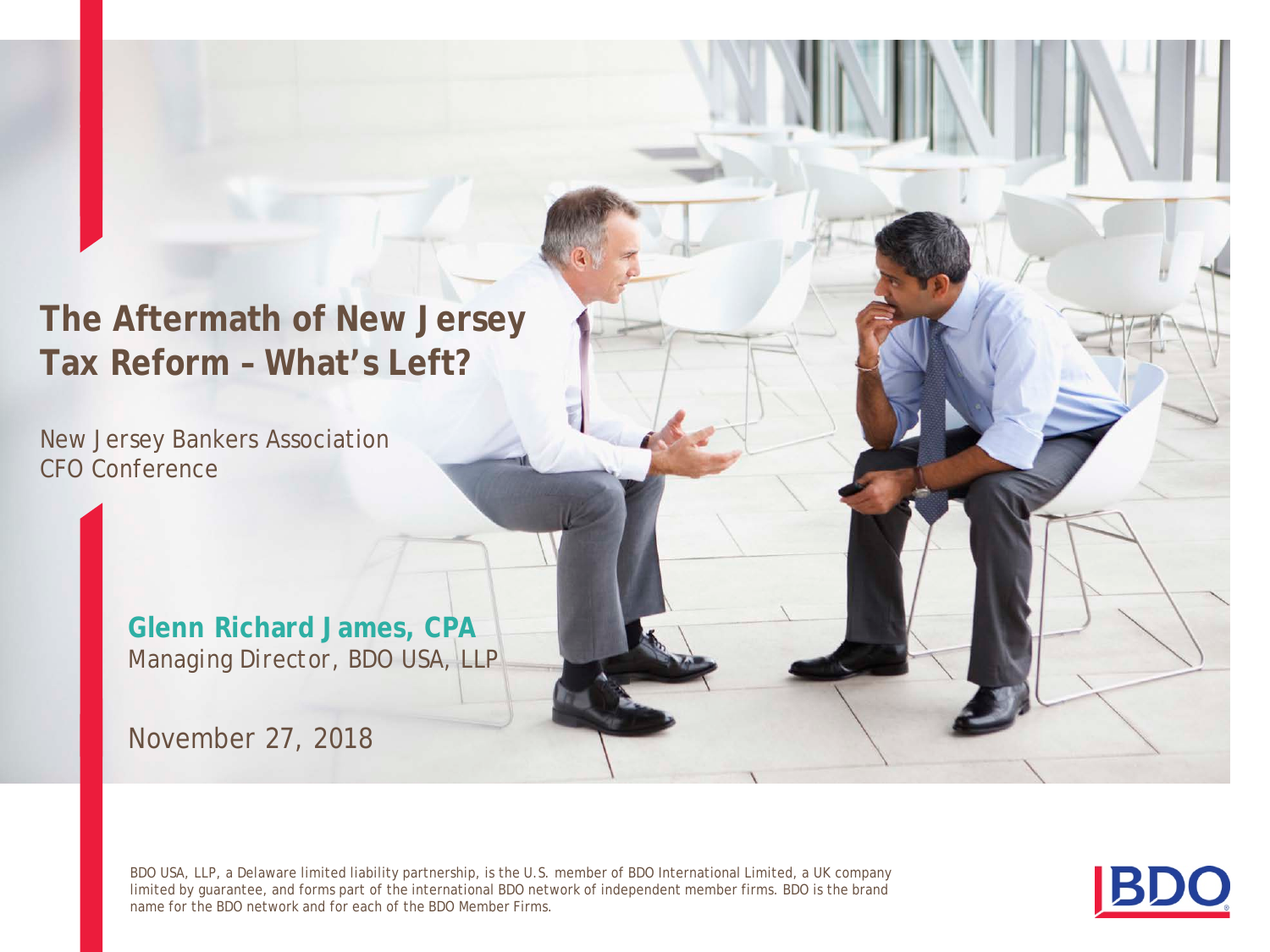# The Aftermath of New Jersey Tax Reform – What's Left?

New Jersey Bankers Association
CFO Conference

**Glenn Richard James, CPA**
Managing Director, BDO USA, LLP

November 27, 2018

BDO USA, LLP, a Delaware limited liability partnership, is the U.S. member of BDO International Limited, a UK company limited by guarantee, and forms part of the international BDO network of independent member firms. BDO is the brand name for the BDO network and for each of the BDO Member Firms.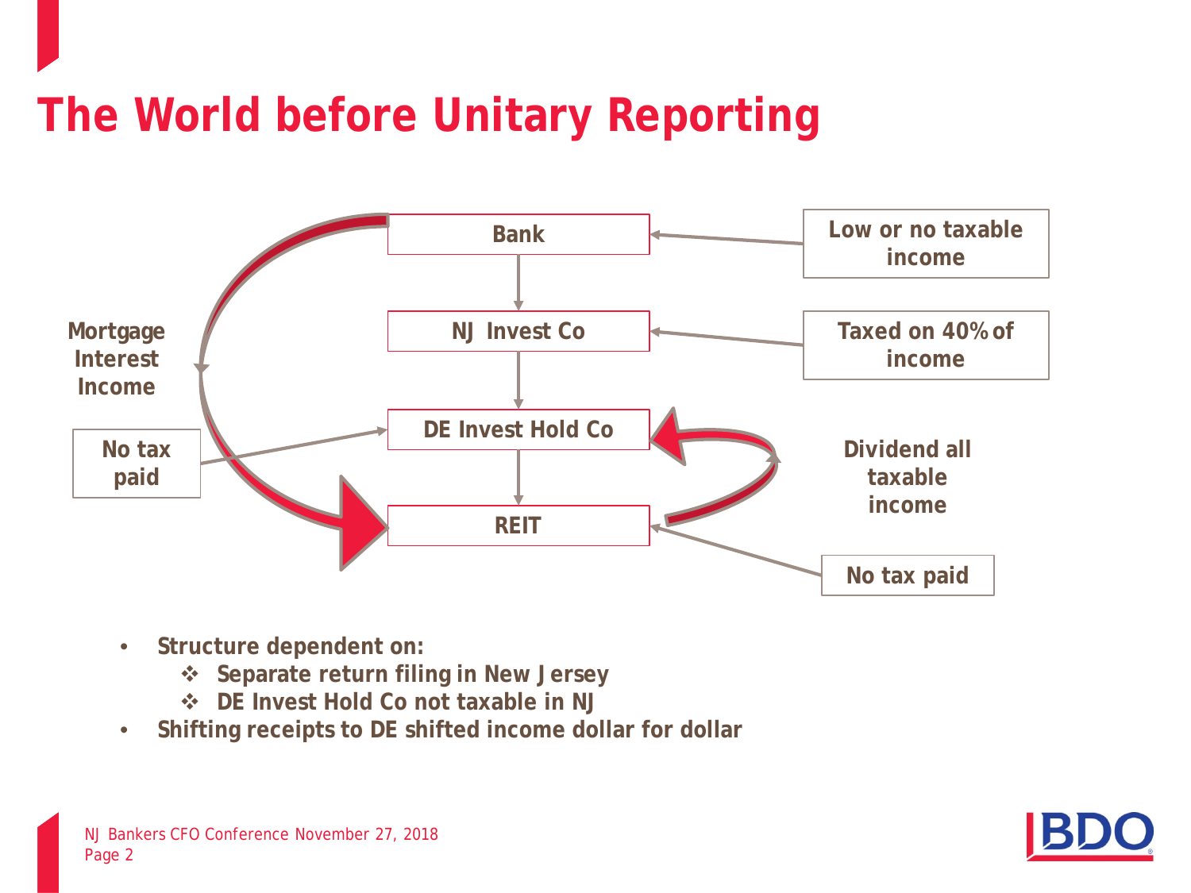# The World before Unitary Reporting

Bank

NJ Invest Co

DE Invest Hold Co

REIT

Low or no taxable income

Taxed on 40% of income

Dividend all taxable income

No tax paid

Mortgage Interest Income

No tax paid

- **Structure dependent on:**
  - ❖ **Separate return filing in New Jersey**
  - ❖ **DE Invest Hold Co not taxable in NJ**
- **Shifting receipts to DE shifted income dollar for dollar**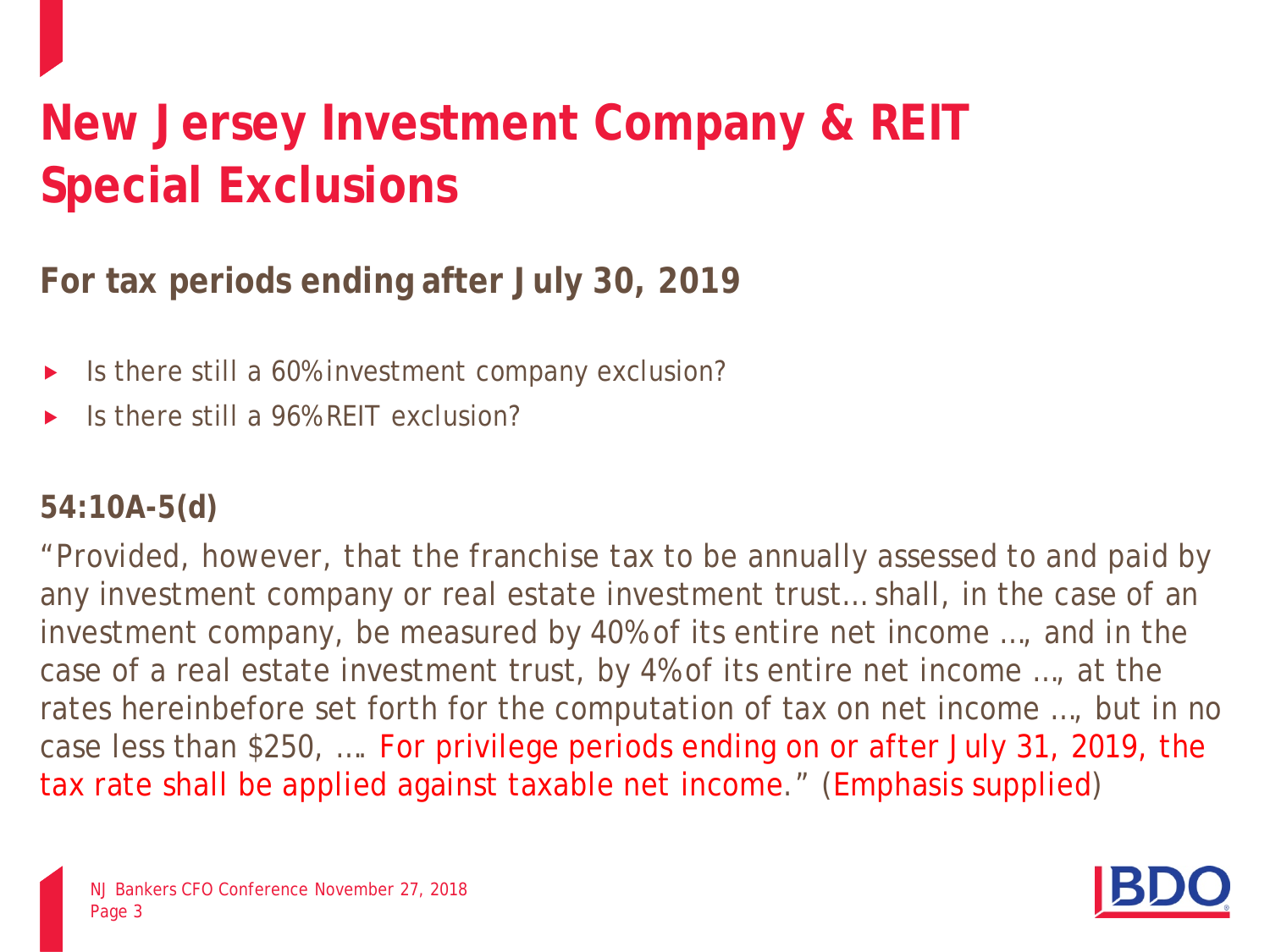# New Jersey Investment Company & REIT Special Exclusions

## For tax periods ending after July 30, 2019

- Is there still a 60% investment company exclusion?
- Is there still a 96% REIT exclusion?

### 54:10A-5(d)

"Provided, however, that the franchise tax to be annually assessed to and paid by any investment company or real estate investment trust… shall, in the case of an investment company, be measured by 40% of its entire net income …, and in the case of a real estate investment trust, by 4% of its entire net income …, at the rates hereinbefore set forth for the computation of tax on net income …, but in no case less than $250, …. For privilege periods ending on or after July 31, 2019, the tax rate shall be applied against taxable net income." (Emphasis supplied)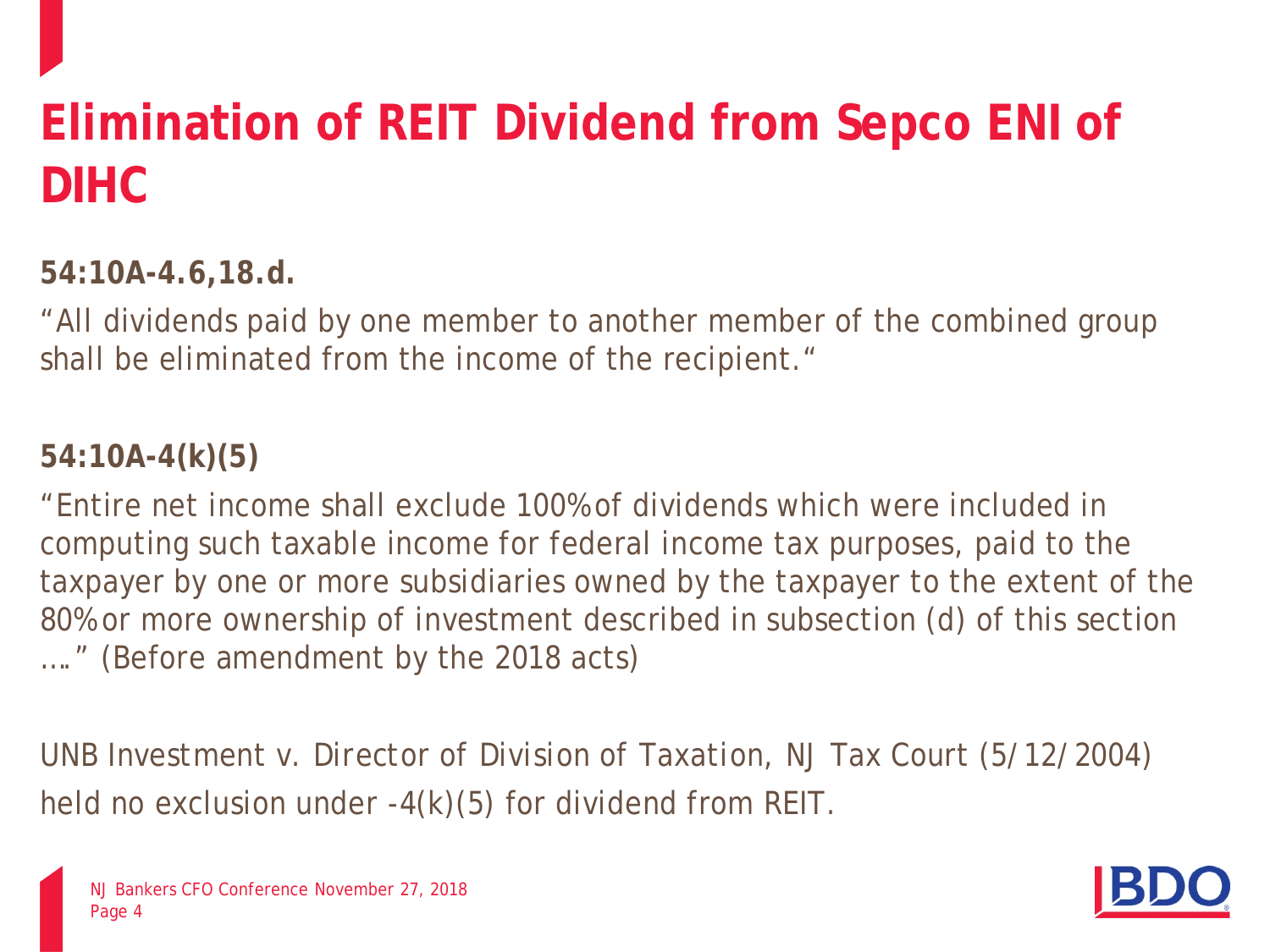# Elimination of REIT Dividend from Sepco ENI of DIHC

**54:10A-4.6,18.d.**

"All dividends paid by one member to another member of the combined group shall be eliminated from the income of the recipient."

**54:10A-4(k)(5)**

"Entire net income shall exclude 100% of dividends which were included in computing such taxable income for federal income tax purposes, paid to the taxpayer by one or more subsidiaries owned by the taxpayer to the extent of the 80% or more ownership of investment described in subsection (d) of this section …." (Before amendment by the 2018 acts)

UNB Investment v. Director of Division of Taxation, NJ Tax Court (5/12/2004) held no exclusion under -4(k)(5) for dividend from REIT.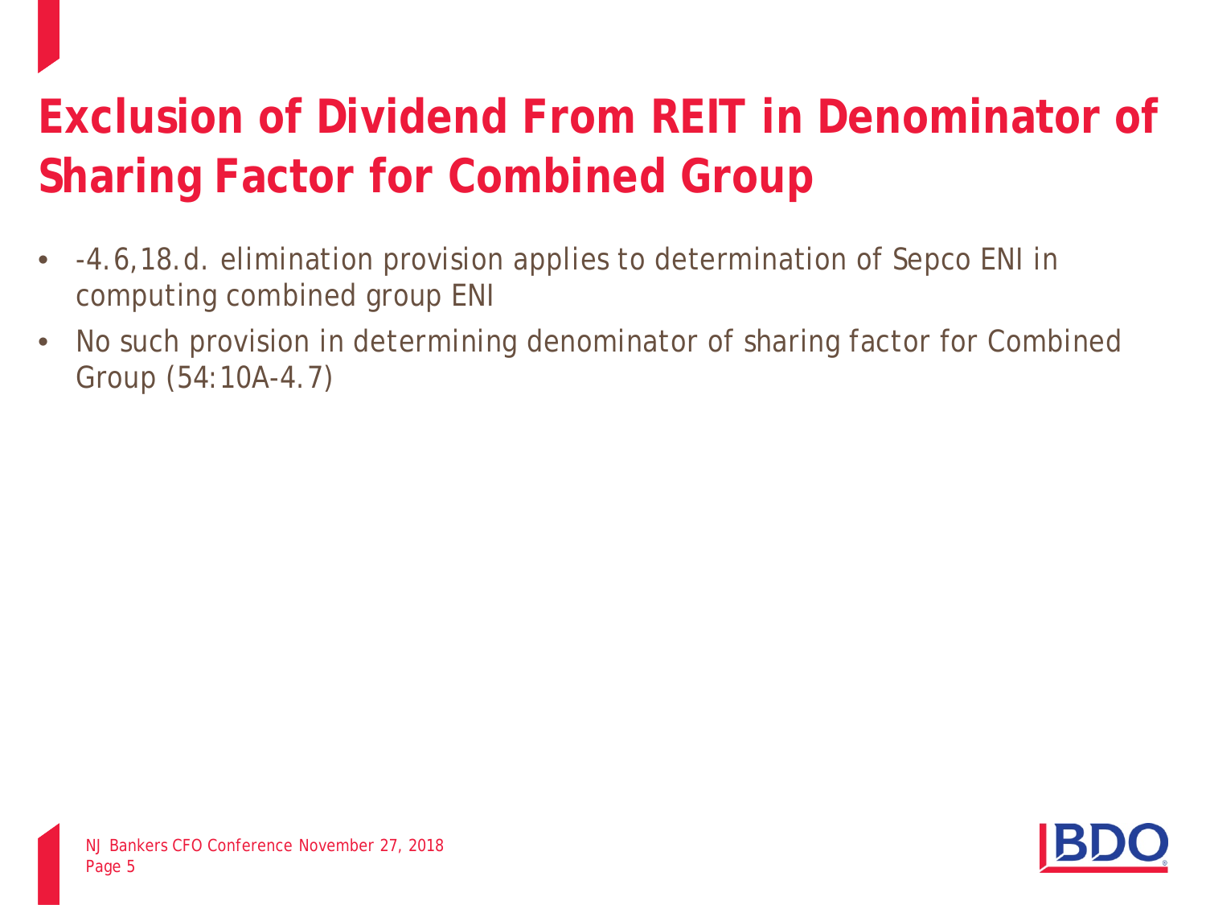# Exclusion of Dividend From REIT in Denominator of Sharing Factor for Combined Group

- -4.6,18.d. elimination provision applies to determination of Sepco ENI in computing combined group ENI
- No such provision in determining denominator of sharing factor for Combined Group (54:10A-4.7)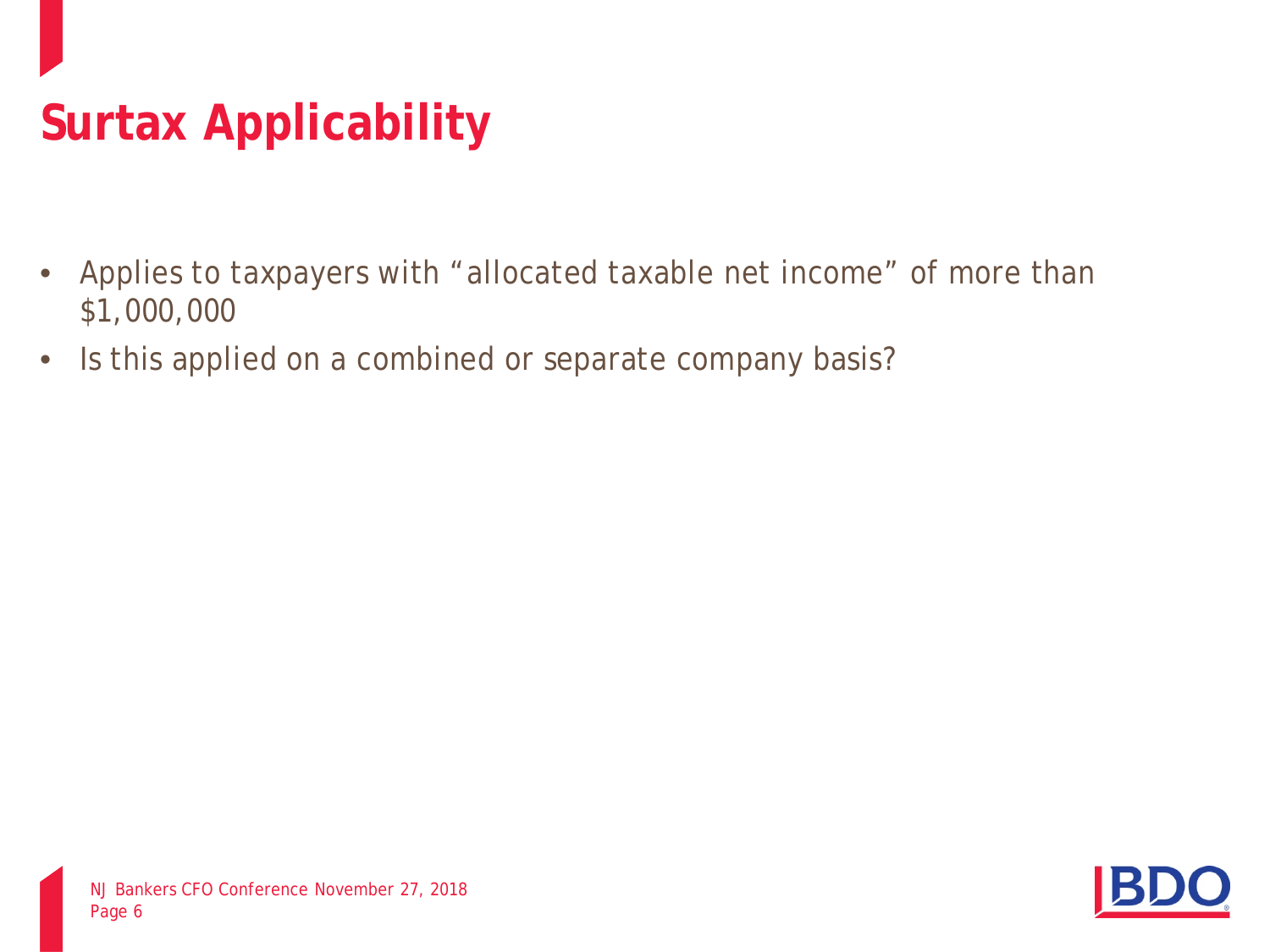# Surtax Applicability

- Applies to taxpayers with "allocated taxable net income" of more than $1,000,000
- Is this applied on a combined or separate company basis?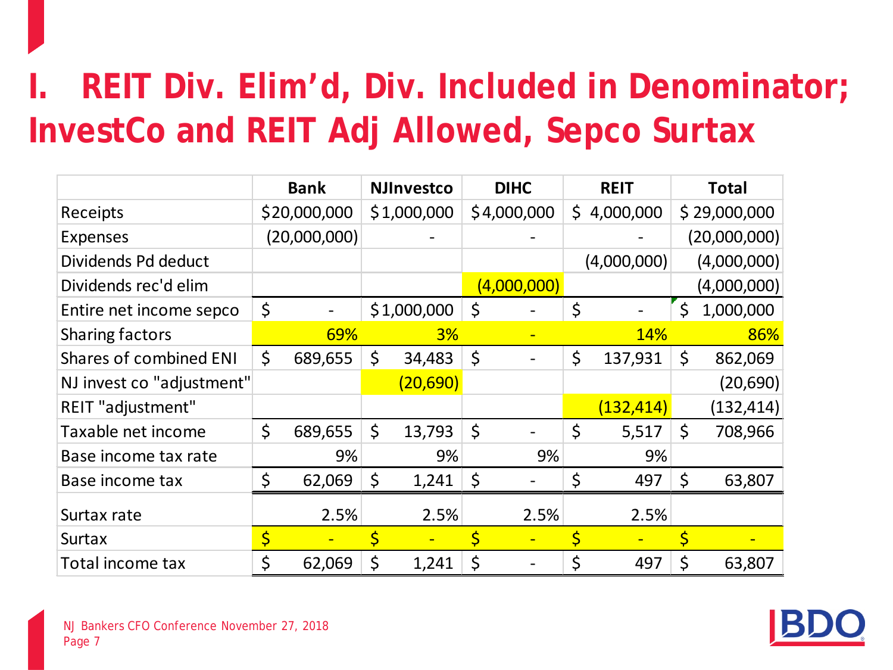# I. REIT Div. Elim'd, Div. Included in Denominator; InvestCo and REIT Adj Allowed, Sepco Surtax

| | Bank | NJInvestco | DIHC | REIT | Total |
|---|---|---|---|---|---|
| Receipts | $20,000,000 | $1,000,000 | $4,000,000 | $ 4,000,000 | $ 29,000,000 |
| Expenses | (20,000,000) | - | - | - | (20,000,000) |
| Dividends Pd deduct | | | | (4,000,000) | (4,000,000) |
| Dividends rec'd elim | | | (4,000,000) | | (4,000,000) |
| Entire net income sepco | $ - | $1,000,000 | $ - | $ - | $ 1,000,000 |
| Sharing factors | 69% | 3% | - | 14% | 86% |
| Shares of combined ENI | $ 689,655 | $ 34,483 | $ - | $ 137,931 | $ 862,069 |
| NJ invest co "adjustment" | | (20,690) | | | (20,690) |
| REIT "adjustment" | | | | (132,414) | (132,414) |
| Taxable net income | $ 689,655 | $ 13,793 | $ - | $ 5,517 | $ 708,966 |
| Base income tax rate | 9% | 9% | 9% | 9% | |
| Base income tax | $ 62,069 | $ 1,241 | $ - | $ 497 | $ 63,807 |
| Surtax rate | 2.5% | 2.5% | 2.5% | 2.5% | |
| Surtax | $ - | $ - | $ - | $ - | $ - |
| Total income tax | $ 62,069 | $ 1,241 | $ - | $ 497 | $ 63,807 |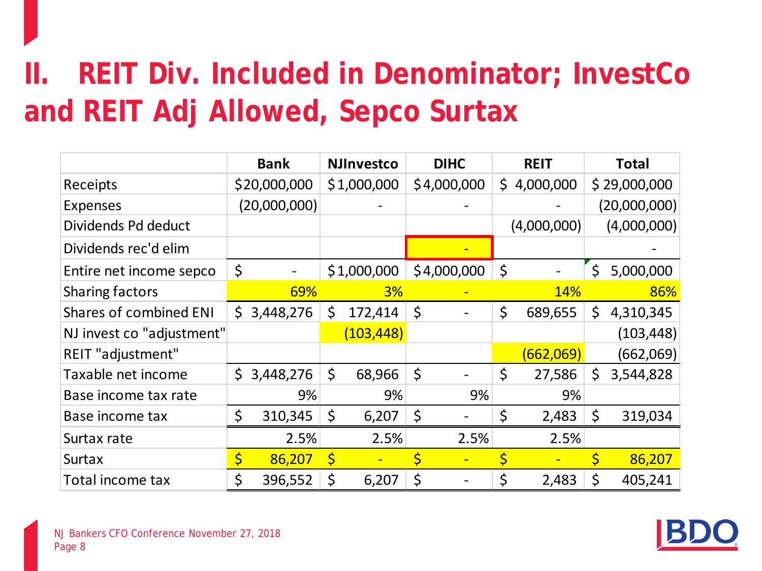# II. REIT Div. Included in Denominator; InvestCo and REIT Adj Allowed, Sepco Surtax

| | Bank | NJInvestco | DIHC | REIT | Total |
|---|---|---|---|---|---|
| Receipts | $20,000,000 | $1,000,000 | $4,000,000 | $ 4,000,000 | $ 29,000,000 |
| Expenses | (20,000,000) | - | - | - | (20,000,000) |
| Dividends Pd deduct | | | | (4,000,000) | (4,000,000) |
| Dividends rec'd elim | | | - | | - |
| Entire net income sepco | $ - | $1,000,000 | $4,000,000 | $ - | $ 5,000,000 |
| Sharing factors | 69% | 3% | - | 14% | 86% |
| Shares of combined ENI | $ 3,448,276 | $ 172,414 | $ - | $ 689,655 | $ 4,310,345 |
| NJ invest co "adjustment" | | (103,448) | | | (103,448) |
| REIT "adjustment" | | | | (662,069) | (662,069) |
| Taxable net income | $ 3,448,276 | $ 68,966 | $ - | $ 27,586 | $ 3,544,828 |
| Base income tax rate | 9% | 9% | 9% | 9% | |
| Base income tax | $ 310,345 | $ 6,207 | $ - | $ 2,483 | $ 319,034 |
| Surtax rate | 2.5% | 2.5% | 2.5% | 2.5% | |
| Surtax | $ 86,207 | $ - | $ - | $ - | $ 86,207 |
| Total income tax | $ 396,552 | $ 6,207 | $ - | $ 2,483 | $ 405,241 |

NJ Bankers CFO Conference November 27, 2018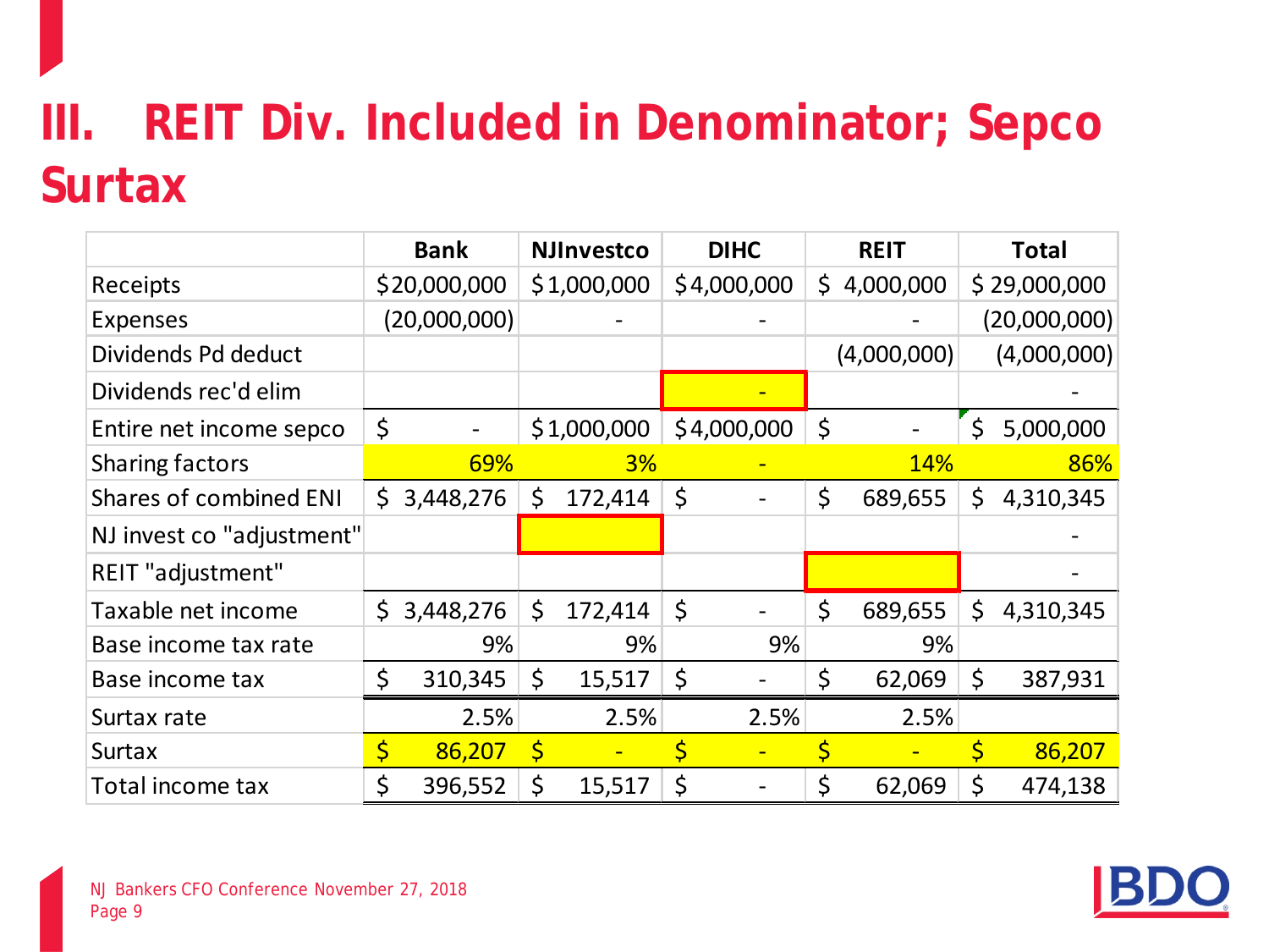# III. REIT Div. Included in Denominator; Sepco Surtax

| | Bank | NJInvestco | DIHC | REIT | Total |
|---|---|---|---|---|---|
| Receipts | $20,000,000 | $1,000,000 | $4,000,000 | $ 4,000,000 | $ 29,000,000 |
| Expenses | (20,000,000) | - | - | - | (20,000,000) |
| Dividends Pd deduct | | | | (4,000,000) | (4,000,000) |
| Dividends rec'd elim | | | - | | - |
| Entire net income sepco | $ - | $1,000,000 | $4,000,000 | $ - | $ 5,000,000 |
| Sharing factors | 69% | 3% | - | 14% | 86% |
| Shares of combined ENI | $ 3,448,276 | $ 172,414 | $ - | $ 689,655 | $ 4,310,345 |
| NJ invest co "adjustment" | | | | | - |
| REIT "adjustment" | | | | | - |
| Taxable net income | $ 3,448,276 | $ 172,414 | $ - | $ 689,655 | $ 4,310,345 |
| Base income tax rate | 9% | 9% | 9% | 9% | |
| Base income tax | $ 310,345 | $ 15,517 | $ - | $ 62,069 | $ 387,931 |
| Surtax rate | 2.5% | 2.5% | 2.5% | 2.5% | |
| Surtax | $ 86,207 | $ - | $ - | $ - | $ 86,207 |
| Total income tax | $ 396,552 | $ 15,517 | $ - | $ 62,069 | $ 474,138 |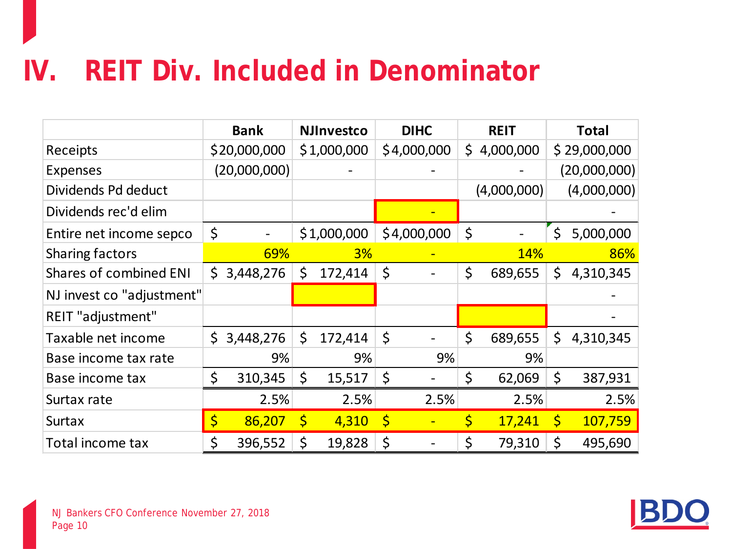# IV. REIT Div. Included in Denominator

| | Bank | NJInvestco | DIHC | REIT | Total |
|---|---|---|---|---|---|
| Receipts | $20,000,000 | $1,000,000 | $4,000,000 | $ 4,000,000 | $ 29,000,000 |
| Expenses | (20,000,000) | - | - | - | (20,000,000) |
| Dividends Pd deduct | | | | (4,000,000) | (4,000,000) |
| Dividends rec'd elim | | | - | | - |
| Entire net income sepco | $ - | $1,000,000 | $4,000,000 | $ - | $ 5,000,000 |
| Sharing factors | 69% | 3% | - | 14% | 86% |
| Shares of combined ENI | $ 3,448,276 | $ 172,414 | $ - | $ 689,655 | $ 4,310,345 |
| NJ invest co "adjustment" | | | | | - |
| REIT "adjustment" | | | | | - |
| Taxable net income | $ 3,448,276 | $ 172,414 | $ - | $ 689,655 | $ 4,310,345 |
| Base income tax rate | 9% | 9% | 9% | 9% | |
| Base income tax | $ 310,345 | $ 15,517 | $ - | $ 62,069 | $ 387,931 |
| Surtax rate | 2.5% | 2.5% | 2.5% | 2.5% | 2.5% |
| Surtax | $ 86,207 | $ 4,310 | $ - | $ 17,241 | $ 107,759 |
| Total income tax | $ 396,552 | $ 19,828 | $ - | $ 79,310 | $ 495,690 |

NJ Bankers CFO Conference November 27, 2018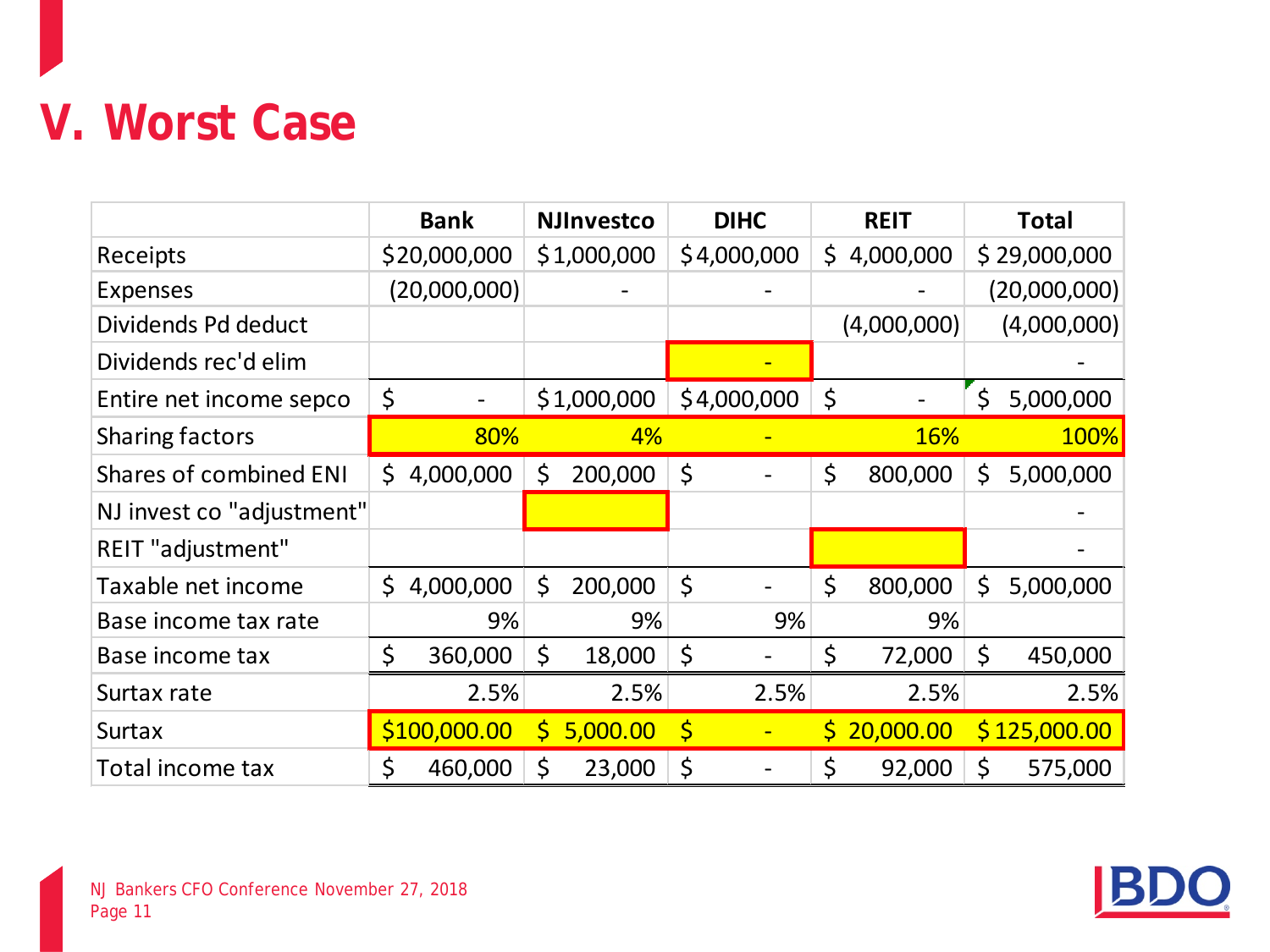# V. Worst Case

| | Bank | NJInvestco | DIHC | REIT | Total |
|---|---|---|---|---|---|
| Receipts | $20,000,000 | $1,000,000 | $4,000,000 | $ 4,000,000 | $ 29,000,000 |
| Expenses | (20,000,000) | - | - | - | (20,000,000) |
| Dividends Pd deduct | | | | (4,000,000) | (4,000,000) |
| Dividends rec'd elim | | | - | | - |
| Entire net income sepco | $ - | $1,000,000 | $4,000,000 | $ - | $ 5,000,000 |
| Sharing factors | 80% | 4% | - | 16% | 100% |
| Shares of combined ENI | $ 4,000,000 | $ 200,000 | $ - | $ 800,000 | $ 5,000,000 |
| NJ invest co "adjustment" | | | | | - |
| REIT "adjustment" | | | | | - |
| Taxable net income | $ 4,000,000 | $ 200,000 | $ - | $ 800,000 | $ 5,000,000 |
| Base income tax rate | 9% | 9% | 9% | 9% | |
| Base income tax | $ 360,000 | $ 18,000 | $ - | $ 72,000 | $ 450,000 |
| Surtax rate | 2.5% | 2.5% | 2.5% | 2.5% | 2.5% |
| Surtax | $100,000.00 | $ 5,000.00 | $ - | $ 20,000.00 | $ 125,000.00 |
| Total income tax | $ 460,000 | $ 23,000 | $ - | $ 92,000 | $ 575,000 |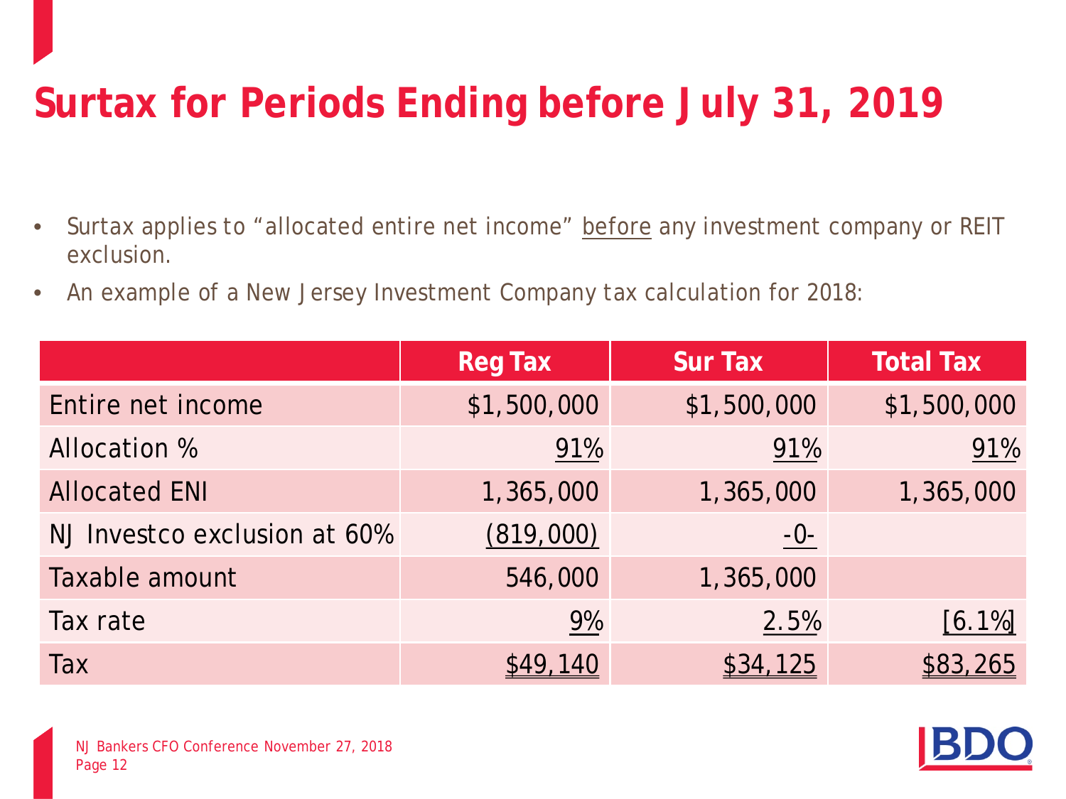# Surtax for Periods Ending before July 31, 2019

- Surtax applies to "allocated entire net income" before any investment company or REIT exclusion.
- An example of a New Jersey Investment Company tax calculation for 2018:

| | Reg Tax | Sur Tax | Total Tax |
|---|---|---|---|
| Entire net income | $1,500,000 | $1,500,000 | $1,500,000 |
| Allocation % | 91% | 91% | 91% |
| Allocated ENI | 1,365,000 | 1,365,000 | 1,365,000 |
| NJ Investco exclusion at 60% | (819,000) | -0- | |
| Taxable amount | 546,000 | 1,365,000 | |
| Tax rate | 9% | 2.5% | [6.1%] |
| Tax | $49,140 | $34,125 | $83,265 |